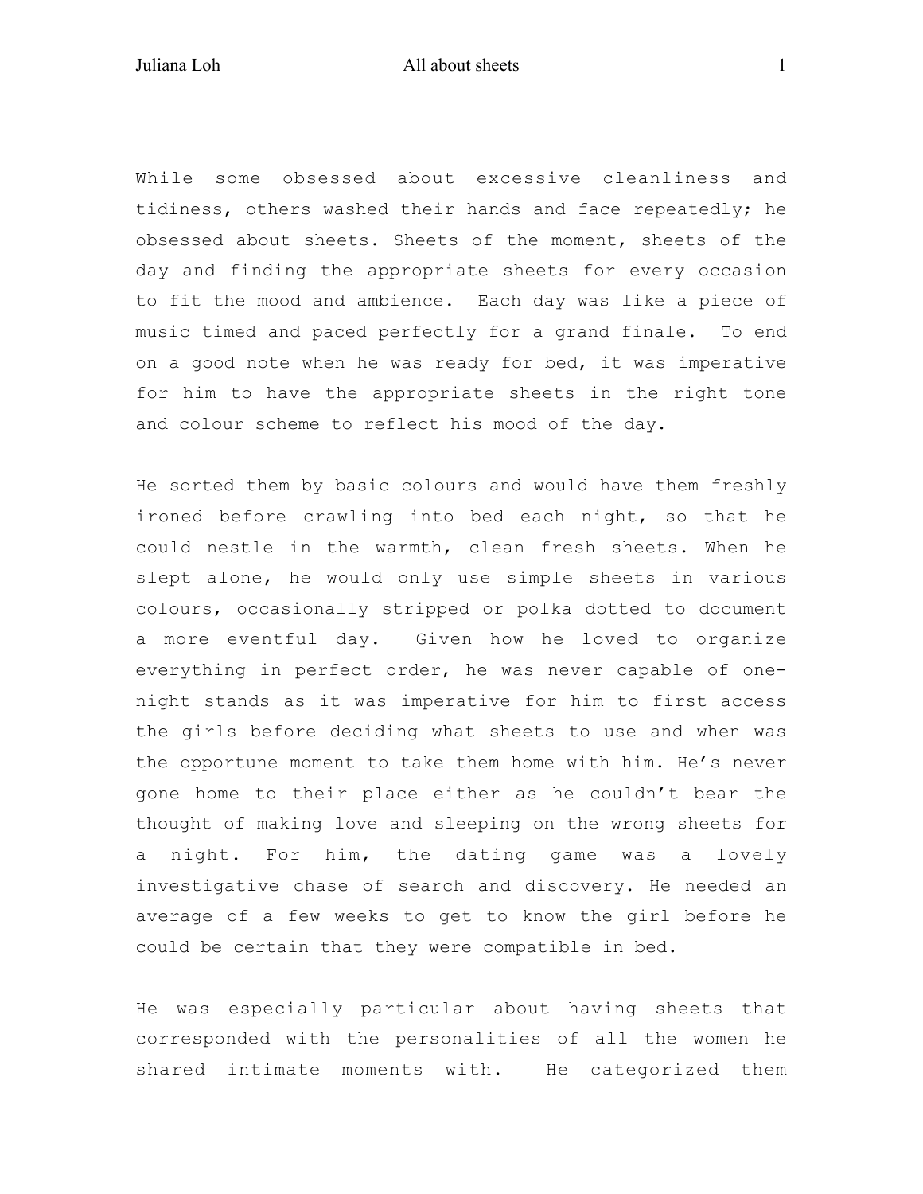While some obsessed about excessive cleanliness and tidiness, others washed their hands and face repeatedly; he obsessed about sheets. Sheets of the moment, sheets of the day and finding the appropriate sheets for every occasion to fit the mood and ambience. Each day was like a piece of music timed and paced perfectly for a grand finale. To end on a good note when he was ready for bed, it was imperative for him to have the appropriate sheets in the right tone and colour scheme to reflect his mood of the day.

He sorted them by basic colours and would have them freshly ironed before crawling into bed each night, so that he could nestle in the warmth, clean fresh sheets. When he slept alone, he would only use simple sheets in various colours, occasionally stripped or polka dotted to document a more eventful day. Given how he loved to organize everything in perfect order, he was never capable of one-night stands as it was imperative for him to first access the girls before deciding what sheets to use and when was the opportune moment to take them home with him. He's never gone home to their place either as he couldn't bear the thought of making love and sleeping on the wrong sheets for a night. For him, the dating game was a lovely investigative chase of search and discovery. He needed an average of a few weeks to get to know the girl before he could be certain that they were compatible in bed.

He was especially particular about having sheets that corresponded with the personalities of all the women he shared intimate moments with. He categorized them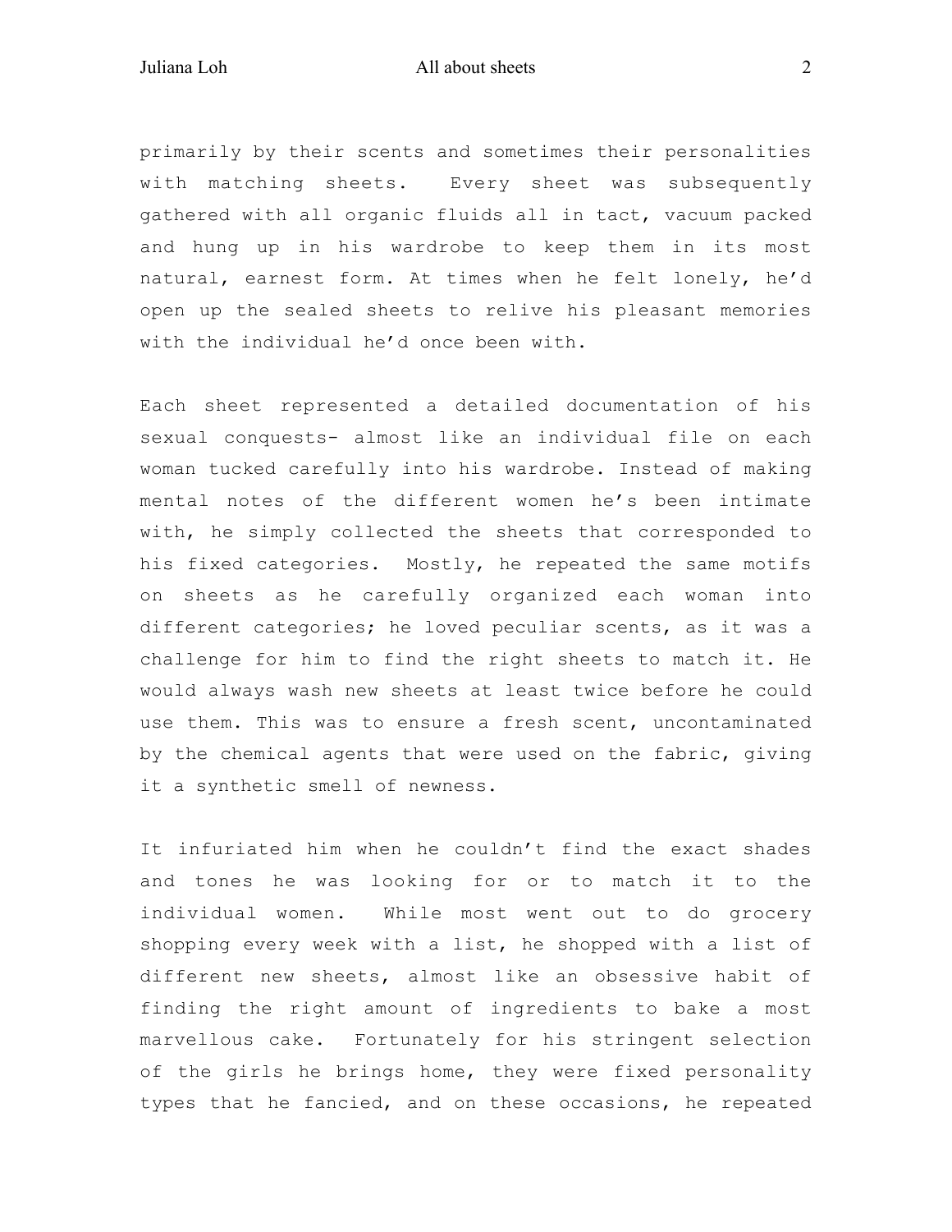primarily by their scents and sometimes their personalities with matching sheets. Every sheet was subsequently gathered with all organic fluids all in tact, vacuum packed and hung up in his wardrobe to keep them in its most natural, earnest form. At times when he felt lonely, he'd open up the sealed sheets to relive his pleasant memories with the individual he'd once been with.

Each sheet represented a detailed documentation of his sexual conquests- almost like an individual file on each woman tucked carefully into his wardrobe. Instead of making mental notes of the different women he's been intimate with, he simply collected the sheets that corresponded to his fixed categories. Mostly, he repeated the same motifs on sheets as he carefully organized each woman into different categories; he loved peculiar scents, as it was a challenge for him to find the right sheets to match it. He would always wash new sheets at least twice before he could use them. This was to ensure a fresh scent, uncontaminated by the chemical agents that were used on the fabric, giving it a synthetic smell of newness.

It infuriated him when he couldn't find the exact shades and tones he was looking for or to match it to the individual women. While most went out to do grocery shopping every week with a list, he shopped with a list of different new sheets, almost like an obsessive habit of finding the right amount of ingredients to bake a most marvellous cake. Fortunately for his stringent selection of the girls he brings home, they were fixed personality types that he fancied, and on these occasions, he repeated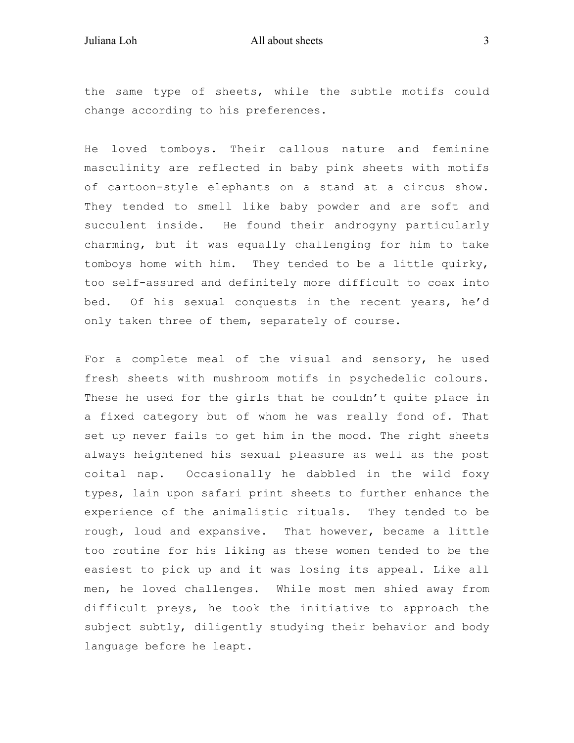the same type of sheets, while the subtle motifs could change according to his preferences.

He loved tomboys. Their callous nature and feminine masculinity are reflected in baby pink sheets with motifs of cartoon-style elephants on a stand at a circus show. They tended to smell like baby powder and are soft and succulent inside. He found their androgyny particularly charming, but it was equally challenging for him to take tomboys home with him. They tended to be a little quirky, too self-assured and definitely more difficult to coax into bed. Of his sexual conquests in the recent years, he'd only taken three of them, separately of course.

For a complete meal of the visual and sensory, he used fresh sheets with mushroom motifs in psychedelic colours. These he used for the girls that he couldn't quite place in a fixed category but of whom he was really fond of. That set up never fails to get him in the mood. The right sheets always heightened his sexual pleasure as well as the post coital nap. Occasionally he dabbled in the wild foxy types, lain upon safari print sheets to further enhance the experience of the animalistic rituals. They tended to be rough, loud and expansive. That however, became a little too routine for his liking as these women tended to be the easiest to pick up and it was losing its appeal. Like all men, he loved challenges. While most men shied away from difficult preys, he took the initiative to approach the subject subtly, diligently studying their behavior and body language before he leapt.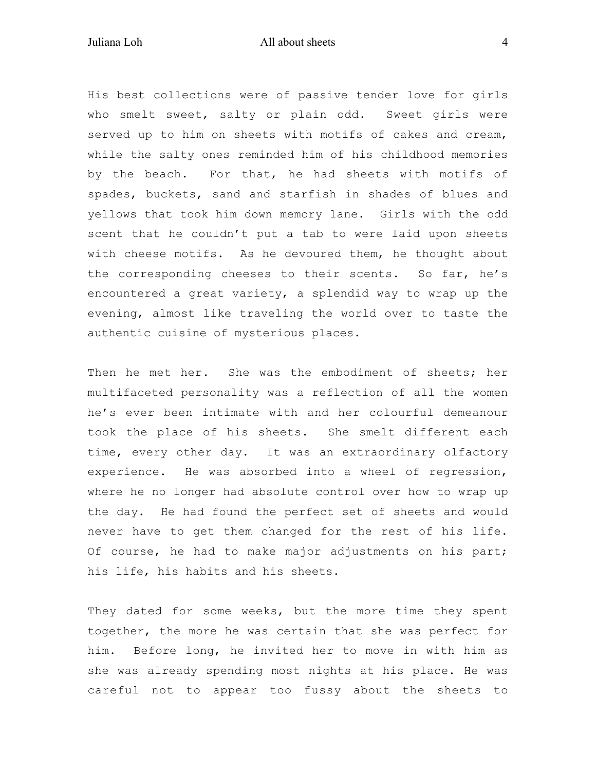His best collections were of passive tender love for girls who smelt sweet, salty or plain odd. Sweet girls were served up to him on sheets with motifs of cakes and cream, while the salty ones reminded him of his childhood memories by the beach. For that, he had sheets with motifs of spades, buckets, sand and starfish in shades of blues and yellows that took him down memory lane. Girls with the odd scent that he couldn't put a tab to were laid upon sheets with cheese motifs. As he devoured them, he thought about the corresponding cheeses to their scents. So far, he's encountered a great variety, a splendid way to wrap up the evening, almost like traveling the world over to taste the authentic cuisine of mysterious places.

Then he met her. She was the embodiment of sheets; her multifaceted personality was a reflection of all the women he's ever been intimate with and her colourful demeanour took the place of his sheets. She smelt different each time, every other day. It was an extraordinary olfactory experience. He was absorbed into a wheel of regression, where he no longer had absolute control over how to wrap up the day. He had found the perfect set of sheets and would never have to get them changed for the rest of his life. Of course, he had to make major adjustments on his part; his life, his habits and his sheets.

They dated for some weeks, but the more time they spent together, the more he was certain that she was perfect for him. Before long, he invited her to move in with him as she was already spending most nights at his place. He was careful not to appear too fussy about the sheets to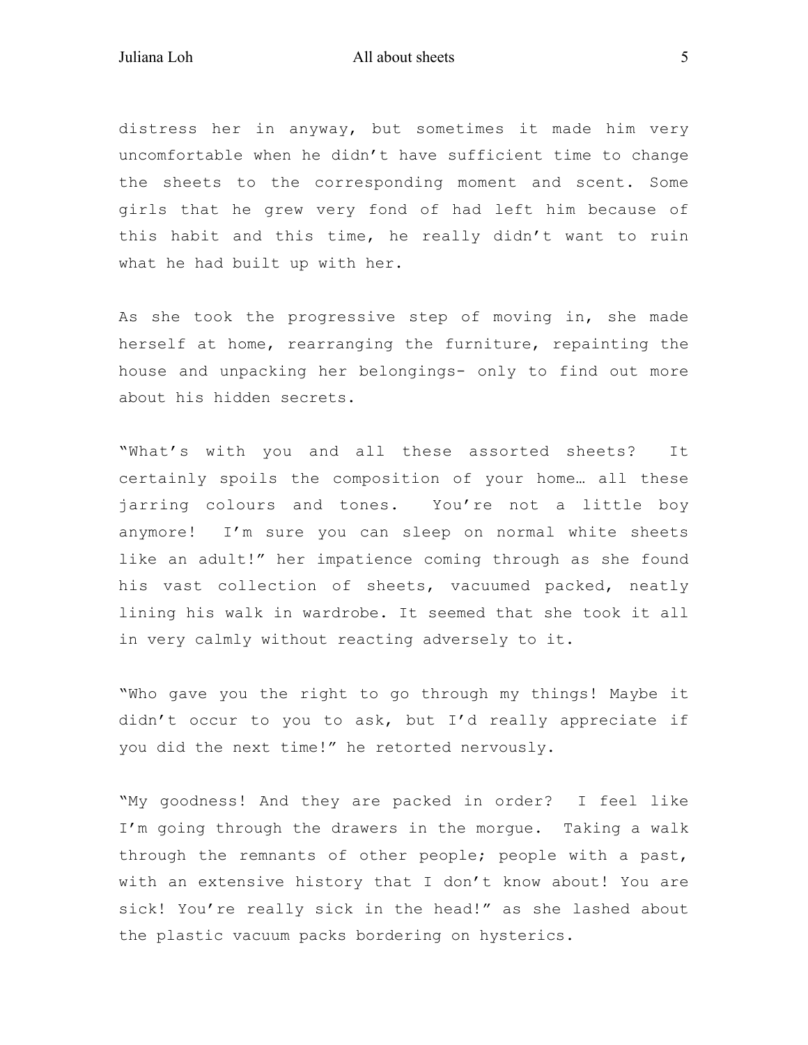distress her in anyway, but sometimes it made him very uncomfortable when he didn't have sufficient time to change the sheets to the corresponding moment and scent. Some girls that he grew very fond of had left him because of this habit and this time, he really didn't want to ruin what he had built up with her.

As she took the progressive step of moving in, she made herself at home, rearranging the furniture, repainting the house and unpacking her belongings- only to find out more about his hidden secrets.

"What's with you and all these assorted sheets? It certainly spoils the composition of your home… all these jarring colours and tones. You're not a little boy anymore! I'm sure you can sleep on normal white sheets like an adult!" her impatience coming through as she found his vast collection of sheets, vacuumed packed, neatly lining his walk in wardrobe. It seemed that she took it all in very calmly without reacting adversely to it.

"Who gave you the right to go through my things! Maybe it didn't occur to you to ask, but I'd really appreciate if you did the next time!" he retorted nervously.

"My goodness! And they are packed in order? I feel like I'm going through the drawers in the morgue. Taking a walk through the remnants of other people; people with a past, with an extensive history that I don't know about! You are sick! You're really sick in the head!" as she lashed about the plastic vacuum packs bordering on hysterics.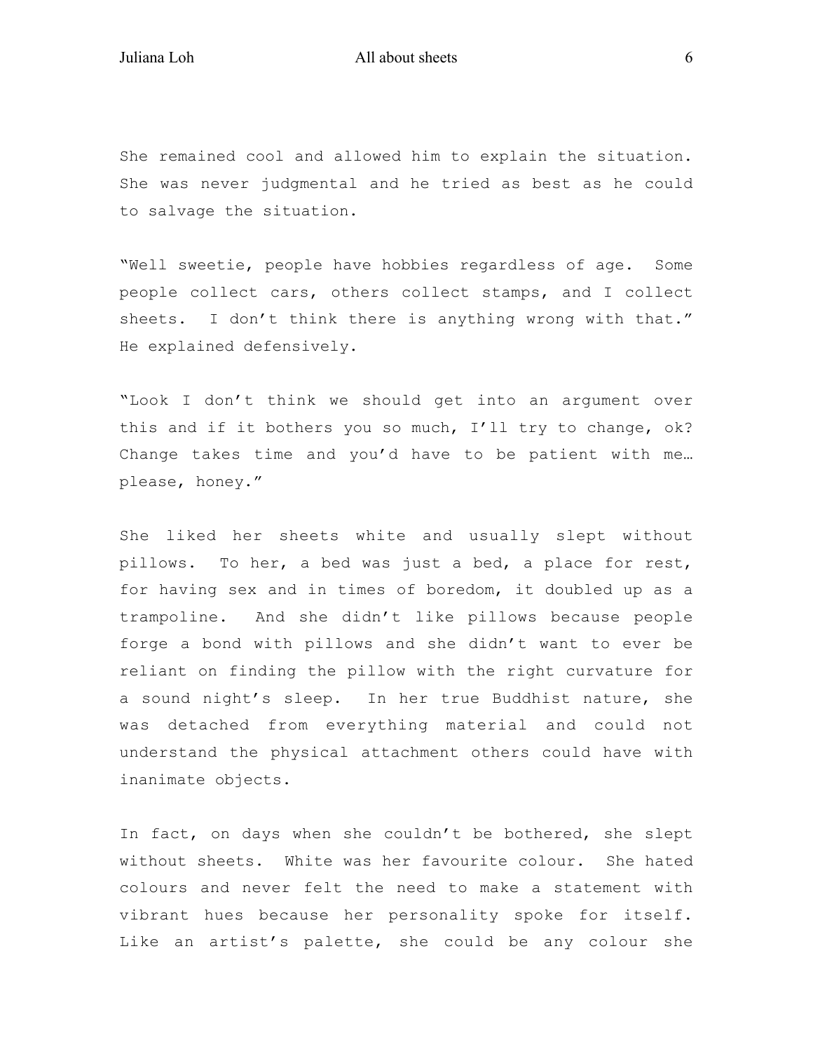She remained cool and allowed him to explain the situation. She was never judgmental and he tried as best as he could to salvage the situation.

"Well sweetie, people have hobbies regardless of age. Some people collect cars, others collect stamps, and I collect sheets. I don't think there is anything wrong with that." He explained defensively.

"Look I don't think we should get into an argument over this and if it bothers you so much, I'll try to change, ok? Change takes time and you'd have to be patient with me… please, honey."

She liked her sheets white and usually slept without pillows. To her, a bed was just a bed, a place for rest, for having sex and in times of boredom, it doubled up as a trampoline. And she didn't like pillows because people forge a bond with pillows and she didn't want to ever be reliant on finding the pillow with the right curvature for a sound night's sleep. In her true Buddhist nature, she was detached from everything material and could not understand the physical attachment others could have with inanimate objects.

In fact, on days when she couldn't be bothered, she slept without sheets. White was her favourite colour. She hated colours and never felt the need to make a statement with vibrant hues because her personality spoke for itself. Like an artist's palette, she could be any colour she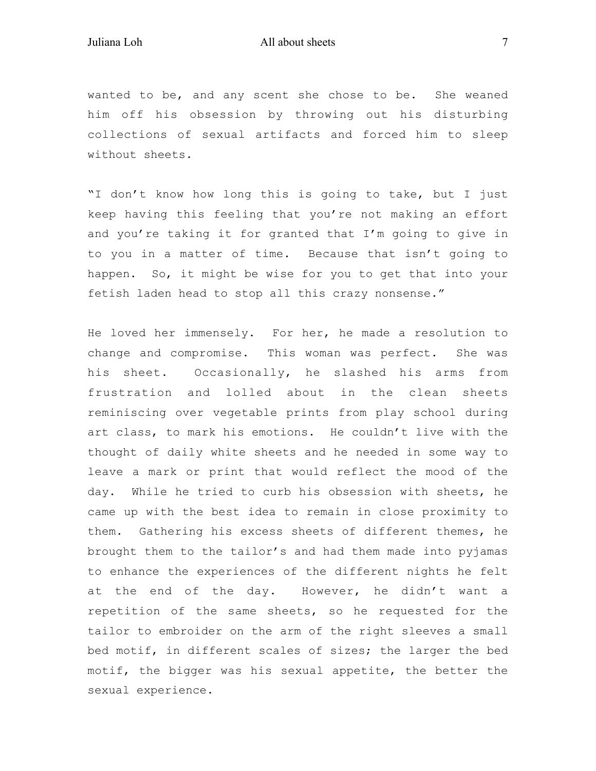wanted to be, and any scent she chose to be. She weaned him off his obsession by throwing out his disturbing collections of sexual artifacts and forced him to sleep without sheets.

"I don't know how long this is going to take, but I just keep having this feeling that you're not making an effort and you're taking it for granted that I'm going to give in to you in a matter of time. Because that isn't going to happen. So, it might be wise for you to get that into your fetish laden head to stop all this crazy nonsense."

He loved her immensely. For her, he made a resolution to change and compromise. This woman was perfect. She was his sheet. Occasionally, he slashed his arms from frustration and lolled about in the clean sheets reminiscing over vegetable prints from play school during art class, to mark his emotions. He couldn't live with the thought of daily white sheets and he needed in some way to leave a mark or print that would reflect the mood of the day. While he tried to curb his obsession with sheets, he came up with the best idea to remain in close proximity to them. Gathering his excess sheets of different themes, he brought them to the tailor's and had them made into pyjamas to enhance the experiences of the different nights he felt at the end of the day. However, he didn't want a repetition of the same sheets, so he requested for the tailor to embroider on the arm of the right sleeves a small bed motif, in different scales of sizes; the larger the bed motif, the bigger was his sexual appetite, the better the sexual experience.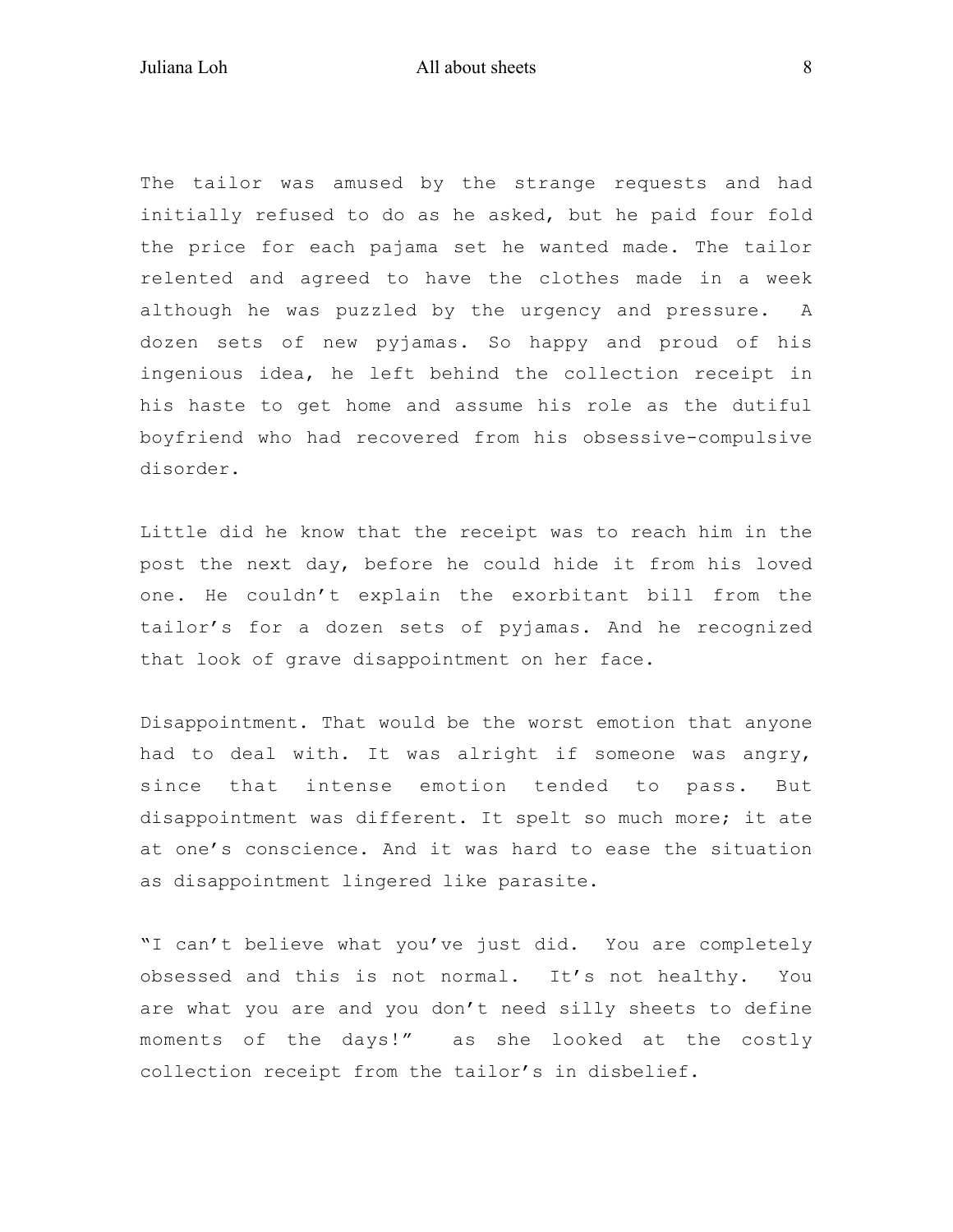The tailor was amused by the strange requests and had initially refused to do as he asked, but he paid four fold the price for each pajama set he wanted made. The tailor relented and agreed to have the clothes made in a week although he was puzzled by the urgency and pressure. A dozen sets of new pyjamas. So happy and proud of his ingenious idea, he left behind the collection receipt in his haste to get home and assume his role as the dutiful boyfriend who had recovered from his obsessive-compulsive disorder.

Little did he know that the receipt was to reach him in the post the next day, before he could hide it from his loved one. He couldn't explain the exorbitant bill from the tailor's for a dozen sets of pyjamas. And he recognized that look of grave disappointment on her face.

Disappointment. That would be the worst emotion that anyone had to deal with. It was alright if someone was angry, since that intense emotion tended to pass. But disappointment was different. It spelt so much more; it ate at one's conscience. And it was hard to ease the situation as disappointment lingered like parasite.

"I can't believe what you've just did. You are completely obsessed and this is not normal. It's not healthy. You are what you are and you don't need silly sheets to define moments of the days!" as she looked at the costly collection receipt from the tailor's in disbelief.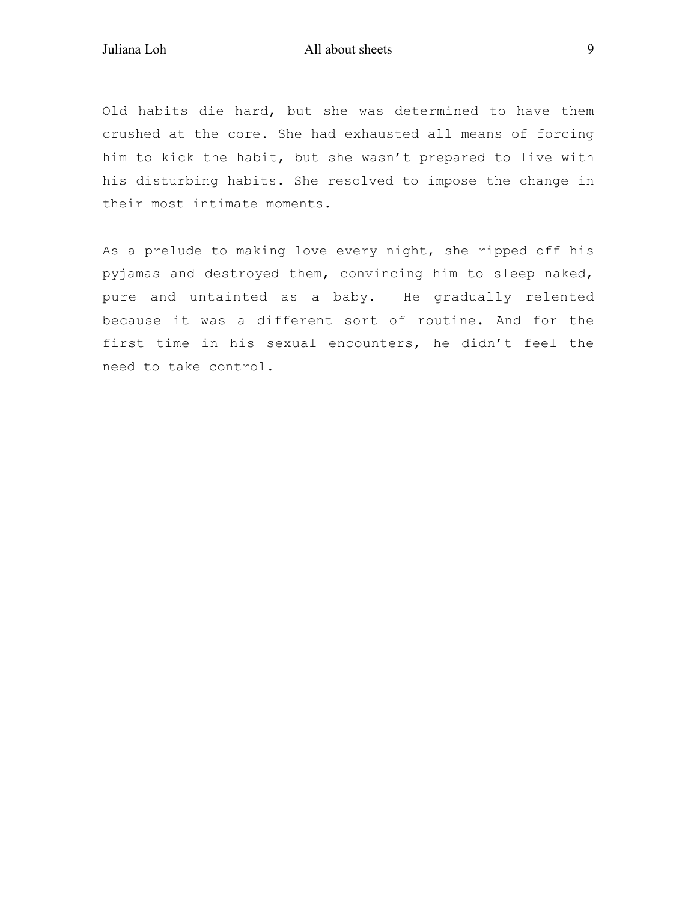Old habits die hard, but she was determined to have them crushed at the core. She had exhausted all means of forcing him to kick the habit, but she wasn't prepared to live with his disturbing habits. She resolved to impose the change in their most intimate moments.

As a prelude to making love every night, she ripped off his pyjamas and destroyed them, convincing him to sleep naked, pure and untainted as a baby. He gradually relented because it was a different sort of routine. And for the first time in his sexual encounters, he didn't feel the need to take control.